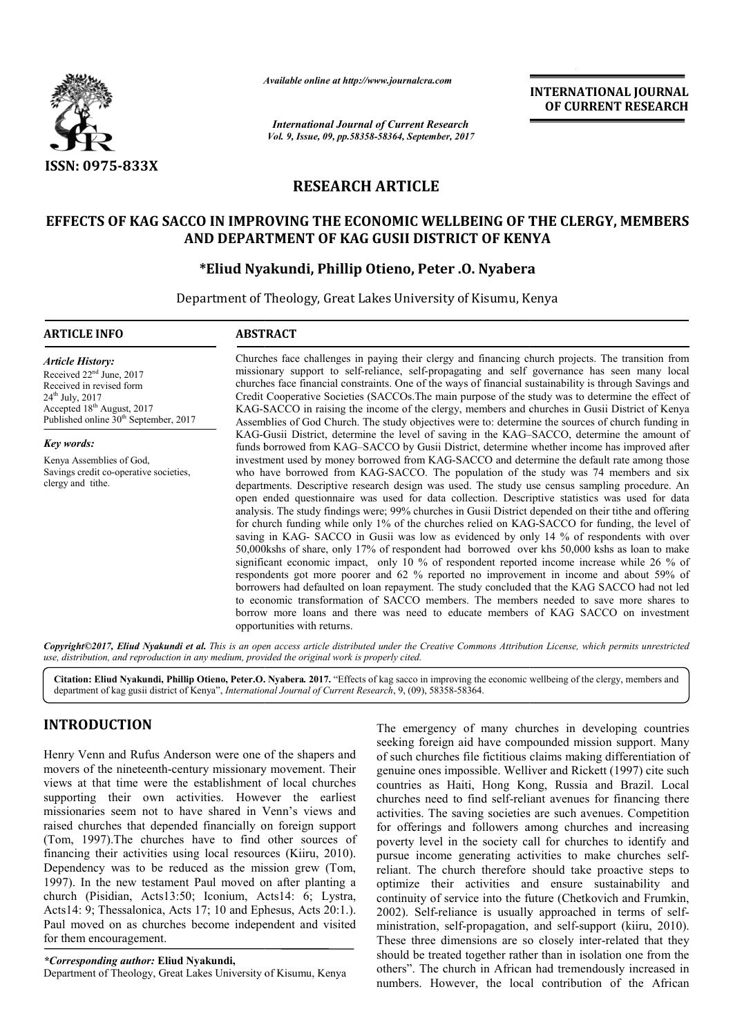# RESEARCH ARTICLE

# EFFECTS OF KAG SACCO IN IMPROVING THE ECONOMIC WELLBEING OF THE CLERGY, MEMBERS AND DEPARTMENT OF KAG GUSII DISTRICT OF KENYA

**\*Eliud Nyakundi, Phillip Otieno, Peter .O. Nyabera**

Department of Theology, Great Lakes University of Kisumu, Kenya

## ARTICLE INFO

*Article History:*

Received 22nd June, 2017
Received in revised form
24th July, 2017
Accepted 18th August, 2017
Published online 30th September, 2017

*Key words:*

Kenya Assemblies of God,
Savings credit co-operative societies,
clergy and tithe.

## ABSTRACT

Churches face challenges in paying their clergy and financing church projects. The transition from missionary support to self-reliance, self-propagating and self governance has seen many local churches face financial constraints. One of the ways of financial sustainability is through Savings and Credit Cooperative Societies (SACCOs.The main purpose of the study was to determine the effect of KAG-SACCO in raising the income of the clergy, members and churches in Gusii District of Kenya Assemblies of God Church. The study objectives were to: determine the sources of church funding in KAG-Gusii District, determine the level of saving in the KAG–SACCO, determine the amount of funds borrowed from KAG–SACCO by Gusii District, determine whether income has improved after investment used by money borrowed from KAG-SACCO and determine the default rate among those who have borrowed from KAG-SACCO. The population of the study was 74 members and six departments. Descriptive research design was used. The study use census sampling procedure. An open ended questionnaire was used for data collection. Descriptive statistics was used for data analysis. The study findings were; 99% churches in Gusii District depended on their tithe and offering for church funding while only 1% of the churches relied on KAG-SACCO for funding, the level of saving in KAG- SACCO in Gusii was low as evidenced by only 14 % of respondents with over 50,000kshs of share, only 17% of respondent had borrowed over khs 50,000 kshs as loan to make significant economic impact, only 10 % of respondent reported income increase while 26 % of respondents got more poorer and 62 % reported no improvement in income and about 59% of borrowers had defaulted on loan repayment. The study concluded that the KAG SACCO had not led to economic transformation of SACCO members. The members needed to save more shares to borrow more loans and there was need to educate members of KAG SACCO on investment opportunities with returns.

*Copyright©2017, Eliud Nyakundi et al. This is an open access article distributed under the Creative Commons Attribution License, which permits unrestricted use, distribution, and reproduction in any medium, provided the original work is properly cited.*

**Citation: Eliud Nyakundi, Phillip Otieno, Peter.O. Nyabera. 2017.** "Effects of kag sacco in improving the economic wellbeing of the clergy, members and department of kag gusii district of Kenya", *International Journal of Current Research*, 9, (09), 58358-58364.

## INTRODUCTION

Henry Venn and Rufus Anderson were one of the shapers and movers of the nineteenth-century missionary movement. Their views at that time were the establishment of local churches supporting their own activities. However the earliest missionaries seem not to have shared in Venn's views and raised churches that depended financially on foreign support (Tom, 1997).The churches have to find other sources of financing their activities using local resources (Kiiru, 2010). Dependency was to be reduced as the mission grew (Tom, 1997). In the new testament Paul moved on after planting a church (Pisidian, Acts13:50; Iconium, Acts14: 6; Lystra, Acts14: 9; Thessalonica, Acts 17; 10 and Ephesus, Acts 20:1.). Paul moved on as churches become independent and visited for them encouragement.

The emergency of many churches in developing countries seeking foreign aid have compounded mission support. Many of such churches file fictitious claims making differentiation of genuine ones impossible. Welliver and Rickett (1997) cite such countries as Haiti, Hong Kong, Russia and Brazil. Local churches need to find self-reliant avenues for financing there activities. The saving societies are such avenues. Competition for offerings and followers among churches and increasing poverty level in the society call for churches to identify and pursue income generating activities to make churches self-reliant. The church therefore should take proactive steps to optimize their activities and ensure sustainability and continuity of service into the future (Chetkovich and Frumkin, 2002). Self-reliance is usually approached in terms of self-ministration, self-propagation, and self-support (kiiru, 2010). These three dimensions are so closely inter-related that they should be treated together rather than in isolation one from the others". The church in African had tremendously increased in numbers. However, the local contribution of the African

*\*Corresponding author:* **Eliud Nyakundi,**
Department of Theology, Great Lakes University of Kisumu, Kenya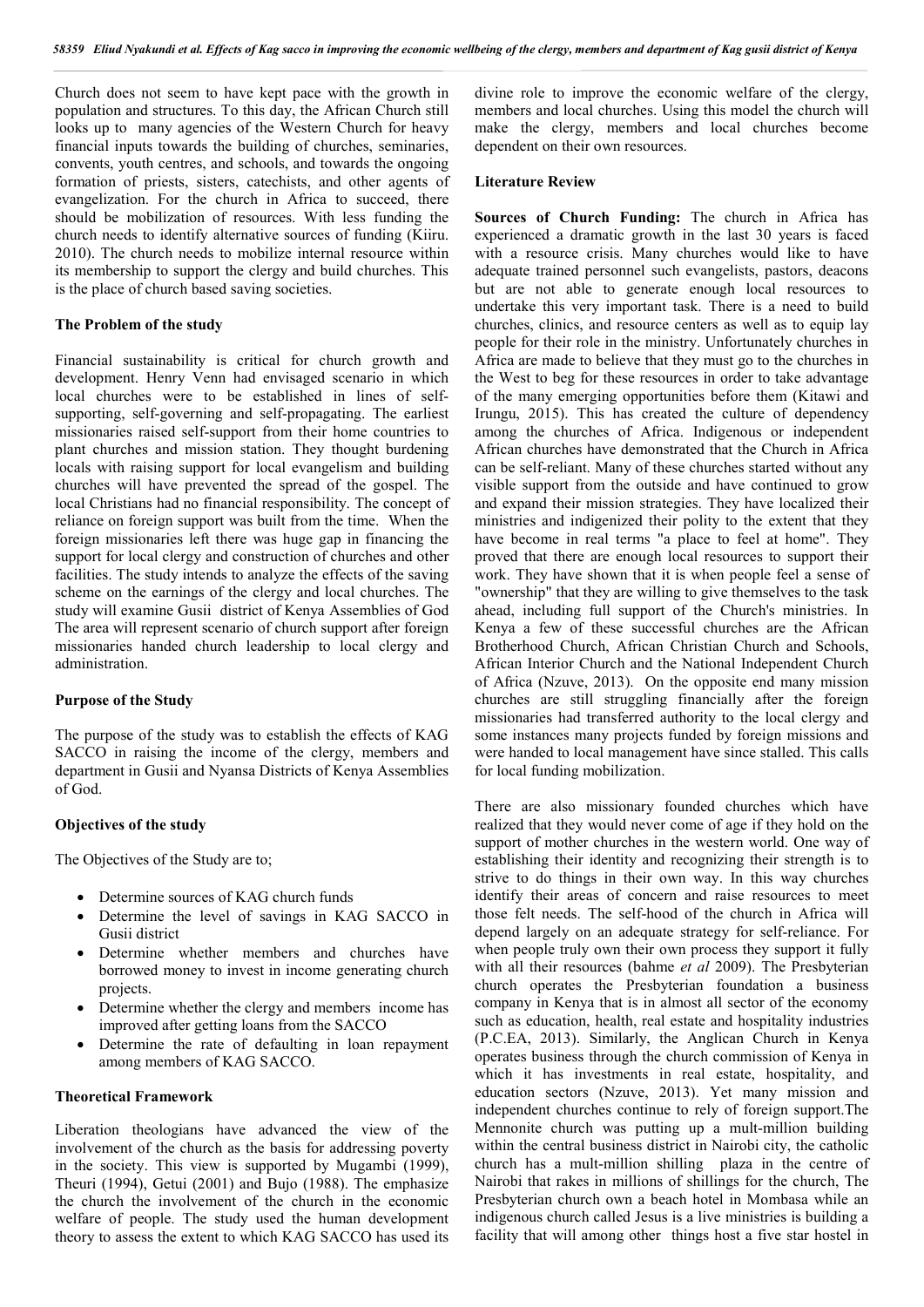Church does not seem to have kept pace with the growth in population and structures. To this day, the African Church still looks up to many agencies of the Western Church for heavy financial inputs towards the building of churches, seminaries, convents, youth centres, and schools, and towards the ongoing formation of priests, sisters, catechists, and other agents of evangelization. For the church in Africa to succeed, there should be mobilization of resources. With less funding the church needs to identify alternative sources of funding (Kiiru. 2010). The church needs to mobilize internal resource within its membership to support the clergy and build churches. This is the place of church based saving societies.

### The Problem of the study

Financial sustainability is critical for church growth and development. Henry Venn had envisaged scenario in which local churches were to be established in lines of self-supporting, self-governing and self-propagating. The earliest missionaries raised self-support from their home countries to plant churches and mission station. They thought burdening locals with raising support for local evangelism and building churches will have prevented the spread of the gospel. The local Christians had no financial responsibility. The concept of reliance on foreign support was built from the time. When the foreign missionaries left there was huge gap in financing the support for local clergy and construction of churches and other facilities. The study intends to analyze the effects of the saving scheme on the earnings of the clergy and local churches. The study will examine Gusii district of Kenya Assemblies of God The area will represent scenario of church support after foreign missionaries handed church leadership to local clergy and administration.

### Purpose of the Study

The purpose of the study was to establish the effects of KAG SACCO in raising the income of the clergy, members and department in Gusii and Nyansa Districts of Kenya Assemblies of God.

### Objectives of the study

The Objectives of the Study are to;

- Determine sources of KAG church funds
- Determine the level of savings in KAG SACCO in Gusii district
- Determine whether members and churches have borrowed money to invest in income generating church projects.
- Determine whether the clergy and members income has improved after getting loans from the SACCO
- Determine the rate of defaulting in loan repayment among members of KAG SACCO.

### Theoretical Framework

Liberation theologians have advanced the view of the involvement of the church as the basis for addressing poverty in the society. This view is supported by Mugambi (1999), Theuri (1994), Getui (2001) and Bujo (1988). The emphasize the church the involvement of the church in the economic welfare of people. The study used the human development theory to assess the extent to which KAG SACCO has used its divine role to improve the economic welfare of the clergy, members and local churches. Using this model the church will make the clergy, members and local churches become dependent on their own resources.

### Literature Review

**Sources of Church Funding:** The church in Africa has experienced a dramatic growth in the last 30 years is faced with a resource crisis. Many churches would like to have adequate trained personnel such evangelists, pastors, deacons but are not able to generate enough local resources to undertake this very important task. There is a need to build churches, clinics, and resource centers as well as to equip lay people for their role in the ministry. Unfortunately churches in Africa are made to believe that they must go to the churches in the West to beg for these resources in order to take advantage of the many emerging opportunities before them (Kitawi and Irungu, 2015). This has created the culture of dependency among the churches of Africa. Indigenous or independent African churches have demonstrated that the Church in Africa can be self-reliant. Many of these churches started without any visible support from the outside and have continued to grow and expand their mission strategies. They have localized their ministries and indigenized their polity to the extent that they have become in real terms "a place to feel at home". They proved that there are enough local resources to support their work. They have shown that it is when people feel a sense of "ownership" that they are willing to give themselves to the task ahead, including full support of the Church's ministries. In Kenya a few of these successful churches are the African Brotherhood Church, African Christian Church and Schools, African Interior Church and the National Independent Church of Africa (Nzuve, 2013). On the opposite end many mission churches are still struggling financially after the foreign missionaries had transferred authority to the local clergy and some instances many projects funded by foreign missions and were handed to local management have since stalled. This calls for local funding mobilization.

There are also missionary founded churches which have realized that they would never come of age if they hold on the support of mother churches in the western world. One way of establishing their identity and recognizing their strength is to strive to do things in their own way. In this way churches identify their areas of concern and raise resources to meet those felt needs. The self-hood of the church in Africa will depend largely on an adequate strategy for self-reliance. For when people truly own their own process they support it fully with all their resources (bahme *et al* 2009). The Presbyterian church operates the Presbyterian foundation a business company in Kenya that is in almost all sector of the economy such as education, health, real estate and hospitality industries (P.C.EA, 2013). Similarly, the Anglican Church in Kenya operates business through the church commission of Kenya in which it has investments in real estate, hospitality, and education sectors (Nzuve, 2013). Yet many mission and independent churches continue to rely of foreign support.The Mennonite church was putting up a mult-million building within the central business district in Nairobi city, the catholic church has a mult-million shilling plaza in the centre of Nairobi that rakes in millions of shillings for the church, The Presbyterian church own a beach hotel in Mombasa while an indigenous church called Jesus is a live ministries is building a facility that will among other things host a five star hostel in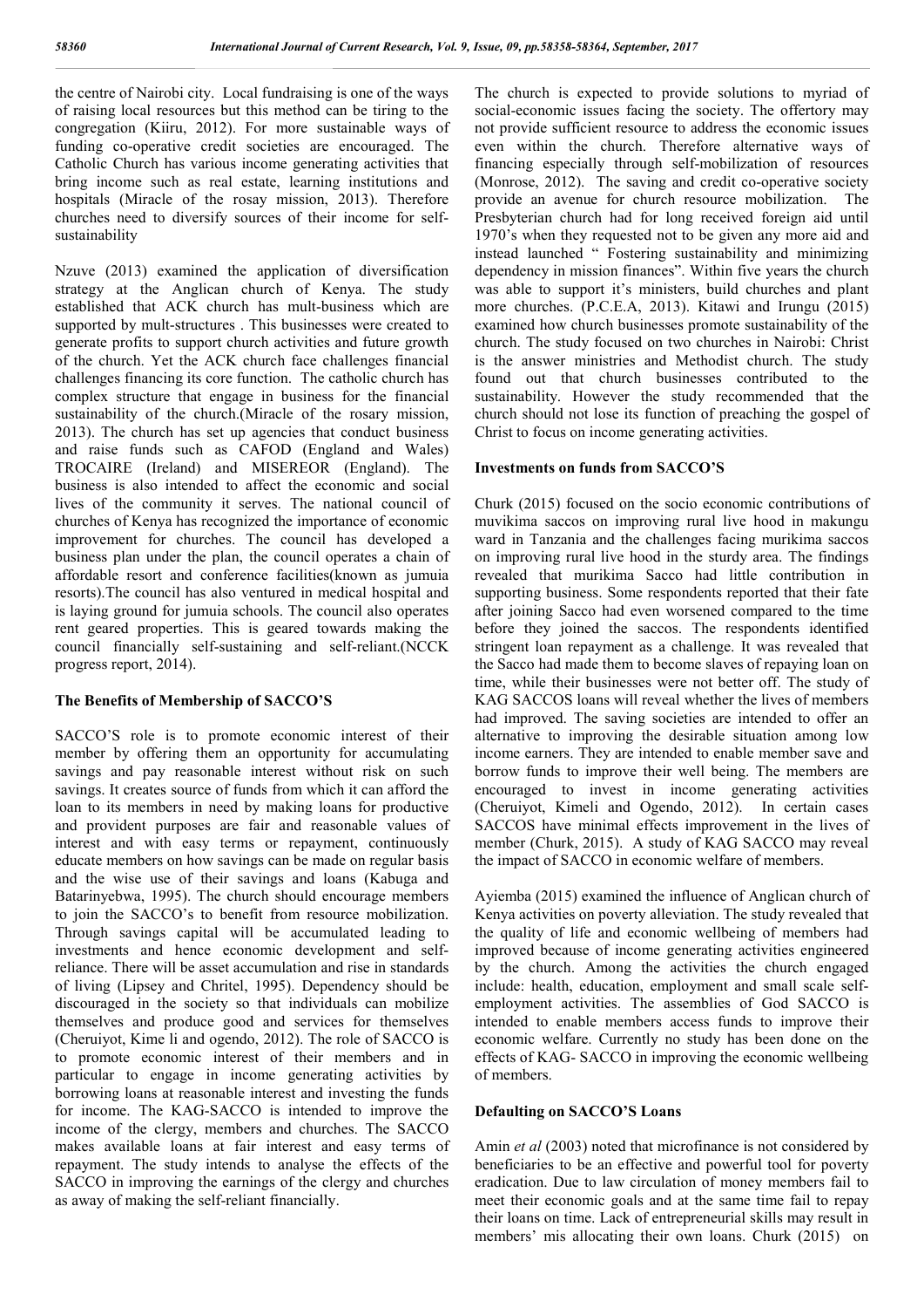the centre of Nairobi city. Local fundraising is one of the ways of raising local resources but this method can be tiring to the congregation (Kiiru, 2012). For more sustainable ways of funding co-operative credit societies are encouraged. The Catholic Church has various income generating activities that bring income such as real estate, learning institutions and hospitals (Miracle of the rosay mission, 2013). Therefore churches need to diversify sources of their income for self-sustainability

Nzuve (2013) examined the application of diversification strategy at the Anglican church of Kenya. The study established that ACK church has mult-business which are supported by mult-structures . This businesses were created to generate profits to support church activities and future growth of the church. Yet the ACK church face challenges financial challenges financing its core function. The catholic church has complex structure that engage in business for the financial sustainability of the church.(Miracle of the rosary mission, 2013). The church has set up agencies that conduct business and raise funds such as CAFOD (England and Wales) TROCAIRE (Ireland) and MISEREOR (England). The business is also intended to affect the economic and social lives of the community it serves. The national council of churches of Kenya has recognized the importance of economic improvement for churches. The council has developed a business plan under the plan, the council operates a chain of affordable resort and conference facilities(known as jumuia resorts).The council has also ventured in medical hospital and is laying ground for jumuia schools. The council also operates rent geared properties. This is geared towards making the council financially self-sustaining and self-reliant.(NCCK progress report, 2014).

### The Benefits of Membership of SACCO'S

SACCO'S role is to promote economic interest of their member by offering them an opportunity for accumulating savings and pay reasonable interest without risk on such savings. It creates source of funds from which it can afford the loan to its members in need by making loans for productive and provident purposes are fair and reasonable values of interest and with easy terms or repayment, continuously educate members on how savings can be made on regular basis and the wise use of their savings and loans (Kabuga and Batarinyebwa, 1995). The church should encourage members to join the SACCO's to benefit from resource mobilization. Through savings capital will be accumulated leading to investments and hence economic development and self-reliance. There will be asset accumulation and rise in standards of living (Lipsey and Chritel, 1995). Dependency should be discouraged in the society so that individuals can mobilize themselves and produce good and services for themselves (Cheruiyot, Kime li and ogendo, 2012). The role of SACCO is to promote economic interest of their members and in particular to engage in income generating activities by borrowing loans at reasonable interest and investing the funds for income. The KAG-SACCO is intended to improve the income of the clergy, members and churches. The SACCO makes available loans at fair interest and easy terms of repayment. The study intends to analyse the effects of the SACCO in improving the earnings of the clergy and churches as away of making the self-reliant financially.

The church is expected to provide solutions to myriad of social-economic issues facing the society. The offertory may not provide sufficient resource to address the economic issues even within the church. Therefore alternative ways of financing especially through self-mobilization of resources (Monrose, 2012). The saving and credit co-operative society provide an avenue for church resource mobilization. The Presbyterian church had for long received foreign aid until 1970's when they requested not to be given any more aid and instead launched " Fostering sustainability and minimizing dependency in mission finances". Within five years the church was able to support it's ministers, build churches and plant more churches. (P.C.E.A, 2013). Kitawi and Irungu (2015) examined how church businesses promote sustainability of the church. The study focused on two churches in Nairobi: Christ is the answer ministries and Methodist church. The study found out that church businesses contributed to the sustainability. However the study recommended that the church should not lose its function of preaching the gospel of Christ to focus on income generating activities.

### Investments on funds from SACCO'S

Churk (2015) focused on the socio economic contributions of muvikima saccos on improving rural live hood in makungu ward in Tanzania and the challenges facing murikima saccos on improving rural live hood in the sturdy area. The findings revealed that murikima Sacco had little contribution in supporting business. Some respondents reported that their fate after joining Sacco had even worsened compared to the time before they joined the saccos. The respondents identified stringent loan repayment as a challenge. It was revealed that the Sacco had made them to become slaves of repaying loan on time, while their businesses were not better off. The study of KAG SACCOS loans will reveal whether the lives of members had improved. The saving societies are intended to offer an alternative to improving the desirable situation among low income earners. They are intended to enable member save and borrow funds to improve their well being. The members are encouraged to invest in income generating activities (Cheruiyot, Kimeli and Ogendo, 2012). In certain cases SACCOS have minimal effects improvement in the lives of member (Churk, 2015). A study of KAG SACCO may reveal the impact of SACCO in economic welfare of members.

Ayiemba (2015) examined the influence of Anglican church of Kenya activities on poverty alleviation. The study revealed that the quality of life and economic wellbeing of members had improved because of income generating activities engineered by the church. Among the activities the church engaged include: health, education, employment and small scale self-employment activities. The assemblies of God SACCO is intended to enable members access funds to improve their economic welfare. Currently no study has been done on the effects of KAG- SACCO in improving the economic wellbeing of members.

### Defaulting on SACCO'S Loans

Amin *et al* (2003) noted that microfinance is not considered by beneficiaries to be an effective and powerful tool for poverty eradication. Due to law circulation of money members fail to meet their economic goals and at the same time fail to repay their loans on time. Lack of entrepreneurial skills may result in members' mis allocating their own loans. Churk (2015) on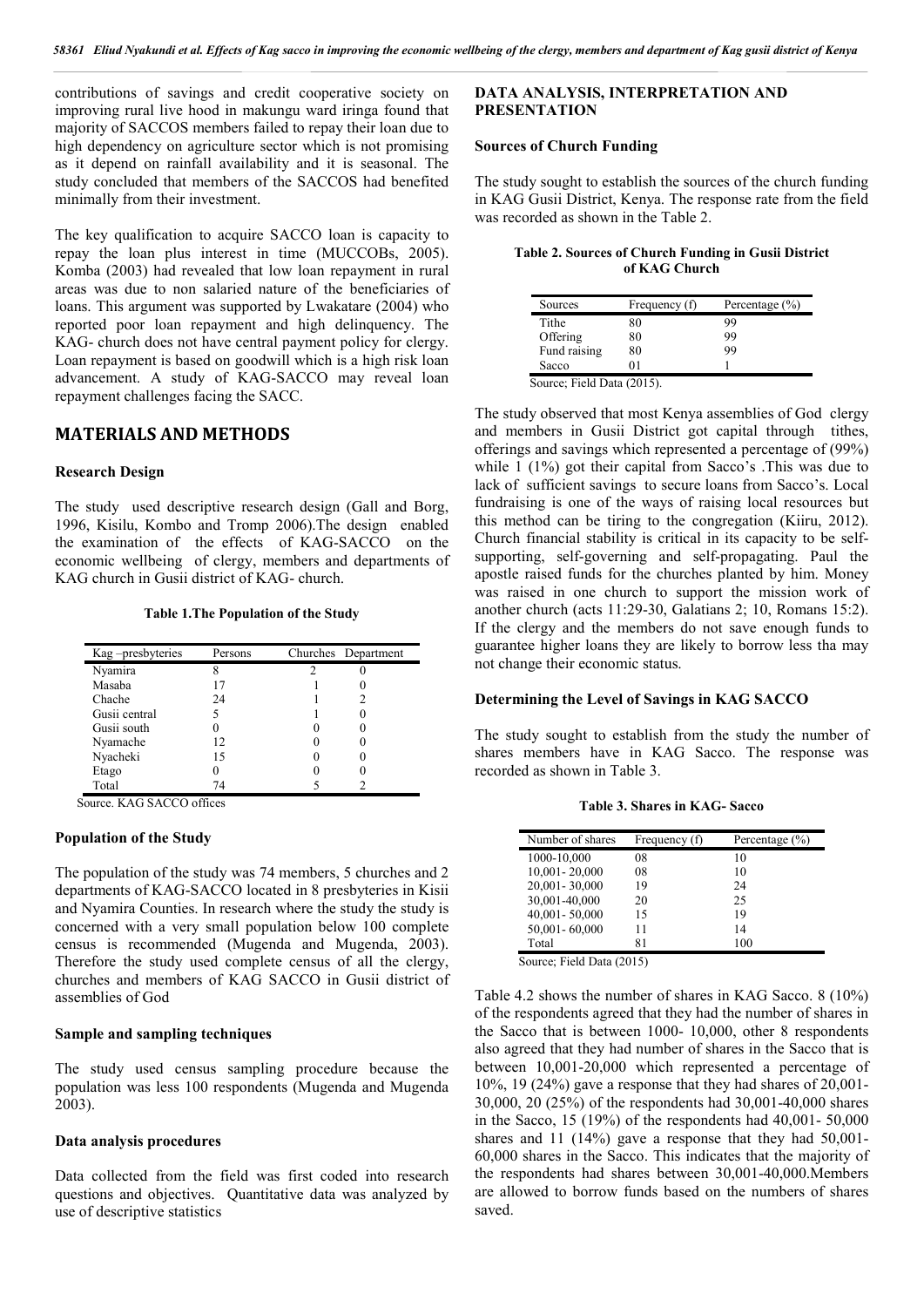contributions of savings and credit cooperative society on improving rural live hood in makungu ward iringa found that majority of SACCOS members failed to repay their loan due to high dependency on agriculture sector which is not promising as it depend on rainfall availability and it is seasonal. The study concluded that members of the SACCOS had benefited minimally from their investment.

The key qualification to acquire SACCO loan is capacity to repay the loan plus interest in time (MUCCOBs, 2005). Komba (2003) had revealed that low loan repayment in rural areas was due to non salaried nature of the beneficiaries of loans. This argument was supported by Lwakatare (2004) who reported poor loan repayment and high delinquency. The KAG- church does not have central payment policy for clergy. Loan repayment is based on goodwill which is a high risk loan advancement. A study of KAG-SACCO may reveal loan repayment challenges facing the SACC.

## MATERIALS AND METHODS

### Research Design

The study used descriptive research design (Gall and Borg, 1996, Kisilu, Kombo and Tromp 2006).The design enabled the examination of the effects of KAG-SACCO on the economic wellbeing of clergy, members and departments of KAG church in Gusii district of KAG- church.

**Table 1.The Population of the Study**

| Kag –presbyteries | Persons | Churches | Department |
|---|---|---|---|
| Nyamira | 8 | 2 | 0 |
| Masaba | 17 | 1 | 0 |
| Chache | 24 | 1 | 2 |
| Gusii central | 5 | 1 | 0 |
| Gusii south | 0 | 0 | 0 |
| Nyamache | 12 | 0 | 0 |
| Nyacheki | 15 | 0 | 0 |
| Etago | 0 | 0 | 0 |
| Total | 74 | 5 | 2 |

Source. KAG SACCO offices

### Population of the Study

The population of the study was 74 members, 5 churches and 2 departments of KAG-SACCO located in 8 presbyteries in Kisii and Nyamira Counties. In research where the study the study is concerned with a very small population below 100 complete census is recommended (Mugenda and Mugenda, 2003). Therefore the study used complete census of all the clergy, churches and members of KAG SACCO in Gusii district of assemblies of God

### Sample and sampling techniques

The study used census sampling procedure because the population was less 100 respondents (Mugenda and Mugenda 2003).

### Data analysis procedures

Data collected from the field was first coded into research questions and objectives. Quantitative data was analyzed by use of descriptive statistics

## DATA ANALYSIS, INTERPRETATION AND PRESENTATION

### Sources of Church Funding

The study sought to establish the sources of the church funding in KAG Gusii District, Kenya. The response rate from the field was recorded as shown in the Table 2.

**Table 2. Sources of Church Funding in Gusii District of KAG Church**

| Sources | Frequency (f) | Percentage (%) |
|---|---|---|
| Tithe | 80 | 99 |
| Offering | 80 | 99 |
| Fund raising | 80 | 99 |
| Sacco | 01 | 1 |

Source; Field Data (2015).

The study observed that most Kenya assemblies of God clergy and members in Gusii District got capital through tithes, offerings and savings which represented a percentage of (99%) while 1 (1%) got their capital from Sacco's .This was due to lack of sufficient savings to secure loans from Sacco's. Local fundraising is one of the ways of raising local resources but this method can be tiring to the congregation (Kiiru, 2012). Church financial stability is critical in its capacity to be self-supporting, self-governing and self-propagating. Paul the apostle raised funds for the churches planted by him. Money was raised in one church to support the mission work of another church (acts 11:29-30, Galatians 2; 10, Romans 15:2). If the clergy and the members do not save enough funds to guarantee higher loans they are likely to borrow less tha may not change their economic status.

### Determining the Level of Savings in KAG SACCO

The study sought to establish from the study the number of shares members have in KAG Sacco. The response was recorded as shown in Table 3.

**Table 3. Shares in KAG- Sacco**

| Number of shares | Frequency (f) | Percentage (%) |
|---|---|---|
| 1000-10,000 | 08 | 10 |
| 10,001- 20,000 | 08 | 10 |
| 20,001- 30,000 | 19 | 24 |
| 30,001-40,000 | 20 | 25 |
| 40,001- 50,000 | 15 | 19 |
| 50,001- 60,000 | 11 | 14 |
| Total | 81 | 100 |

Source; Field Data (2015)

Table 4.2 shows the number of shares in KAG Sacco. 8 (10%) of the respondents agreed that they had the number of shares in the Sacco that is between 1000- 10,000, other 8 respondents also agreed that they had number of shares in the Sacco that is between 10,001-20,000 which represented a percentage of 10%, 19 (24%) gave a response that they had shares of 20,001-30,000, 20 (25%) of the respondents had 30,001-40,000 shares in the Sacco, 15 (19%) of the respondents had 40,001- 50,000 shares and 11 (14%) gave a response that they had 50,001-60,000 shares in the Sacco. This indicates that the majority of the respondents had shares between 30,001-40,000.Members are allowed to borrow funds based on the numbers of shares saved.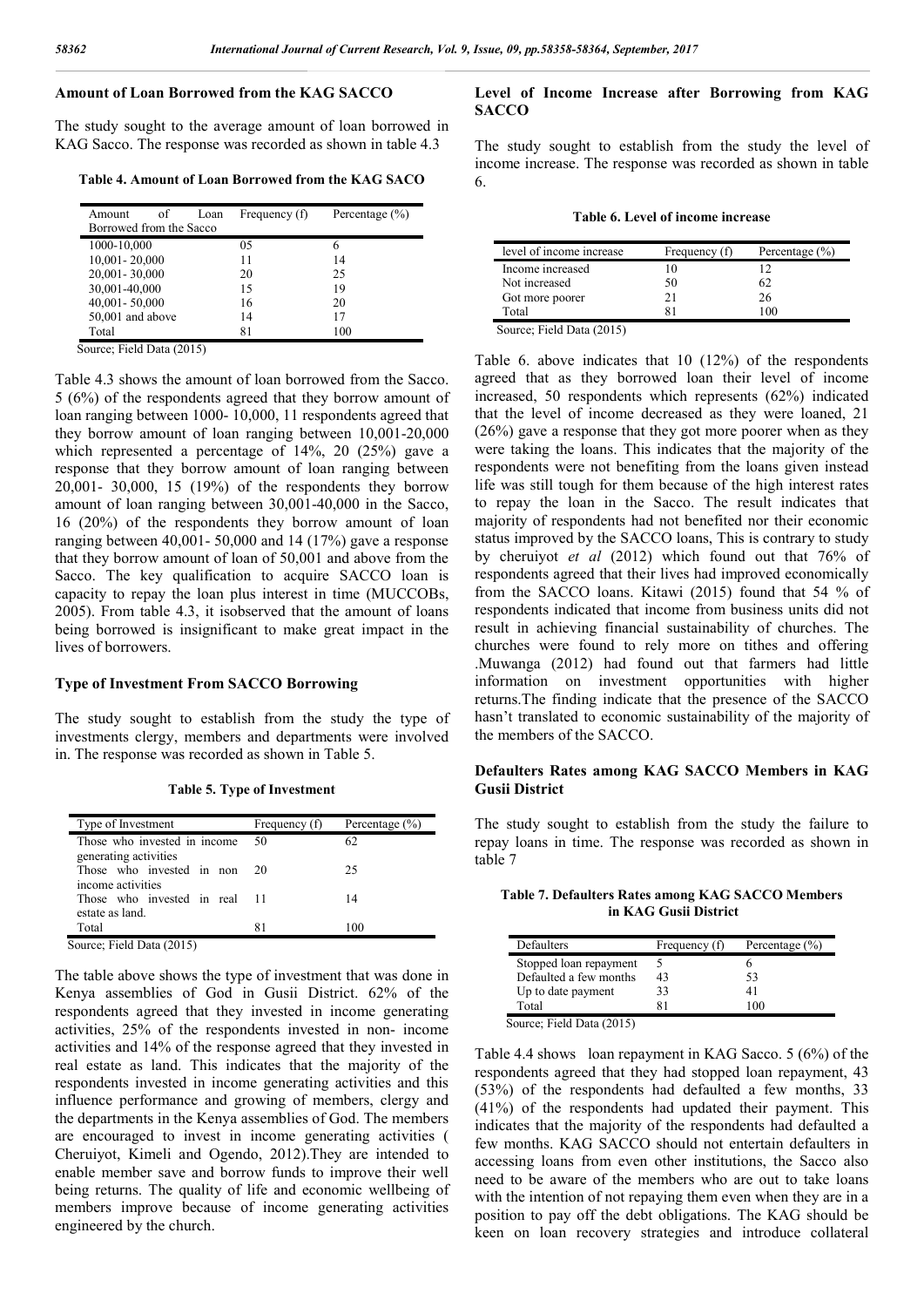### Amount of Loan Borrowed from the KAG SACCO

The study sought to the average amount of loan borrowed in KAG Sacco. The response was recorded as shown in table 4.3

**Table 4. Amount of Loan Borrowed from the KAG SACO**

| Amount of Loan Borrowed from the Sacco | Frequency (f) | Percentage (%) |
|---|---|---|
| 1000-10,000 | 05 | 6 |
| 10,001- 20,000 | 11 | 14 |
| 20,001- 30,000 | 20 | 25 |
| 30,001-40,000 | 15 | 19 |
| 40,001- 50,000 | 16 | 20 |
| 50,001 and above | 14 | 17 |
| Total | 81 | 100 |

Source; Field Data (2015)

Table 4.3 shows the amount of loan borrowed from the Sacco. 5 (6%) of the respondents agreed that they borrow amount of loan ranging between 1000- 10,000, 11 respondents agreed that they borrow amount of loan ranging between 10,001-20,000 which represented a percentage of 14%, 20 (25%) gave a response that they borrow amount of loan ranging between 20,001- 30,000, 15 (19%) of the respondents they borrow amount of loan ranging between 30,001-40,000 in the Sacco, 16 (20%) of the respondents they borrow amount of loan ranging between 40,001- 50,000 and 14 (17%) gave a response that they borrow amount of loan of 50,001 and above from the Sacco. The key qualification to acquire SACCO loan is capacity to repay the loan plus interest in time (MUCCOBs, 2005). From table 4.3, it isobserved that the amount of loans being borrowed is insignificant to make great impact in the lives of borrowers.

### Type of Investment From SACCO Borrowing

The study sought to establish from the study the type of investments clergy, members and departments were involved in. The response was recorded as shown in Table 5.

**Table 5. Type of Investment**

| Type of Investment | Frequency (f) | Percentage (%) |
|---|---|---|
| Those who invested in income generating activities | 50 | 62 |
| Those who invested in non income activities | 20 | 25 |
| Those who invested in real estate as land. | 11 | 14 |
| Total | 81 | 100 |

Source; Field Data (2015)

The table above shows the type of investment that was done in Kenya assemblies of God in Gusii District. 62% of the respondents agreed that they invested in income generating activities, 25% of the respondents invested in non- income activities and 14% of the response agreed that they invested in real estate as land. This indicates that the majority of the respondents invested in income generating activities and this influence performance and growing of members, clergy and the departments in the Kenya assemblies of God. The members are encouraged to invest in income generating activities ( Cheruiyot, Kimeli and Ogendo, 2012).They are intended to enable member save and borrow funds to improve their well being returns. The quality of life and economic wellbeing of members improve because of income generating activities engineered by the church.

### Level of Income Increase after Borrowing from KAG SACCO

The study sought to establish from the study the level of income increase. The response was recorded as shown in table 6.

**Table 6. Level of income increase**

| level of income increase | Frequency (f) | Percentage (%) |
|---|---|---|
| Income increased | 10 | 12 |
| Not increased | 50 | 62 |
| Got more poorer | 21 | 26 |
| Total | 81 | 100 |

Source; Field Data (2015)

Table 6. above indicates that 10 (12%) of the respondents agreed that as they borrowed loan their level of income increased, 50 respondents which represents (62%) indicated that the level of income decreased as they were loaned, 21 (26%) gave a response that they got more poorer when as they were taking the loans. This indicates that the majority of the respondents were not benefiting from the loans given instead life was still tough for them because of the high interest rates to repay the loan in the Sacco. The result indicates that majority of respondents had not benefited nor their economic status improved by the SACCO loans, This is contrary to study by cheruiyot *et al* (2012) which found out that 76% of respondents agreed that their lives had improved economically from the SACCO loans. Kitawi (2015) found that 54 % of respondents indicated that income from business units did not result in achieving financial sustainability of churches. The churches were found to rely more on tithes and offering .Muwanga (2012) had found out that farmers had little information on investment opportunities with higher returns.The finding indicate that the presence of the SACCO hasn't translated to economic sustainability of the majority of the members of the SACCO.

### Defaulters Rates among KAG SACCO Members in KAG Gusii District

The study sought to establish from the study the failure to repay loans in time. The response was recorded as shown in table 7

**Table 7. Defaulters Rates among KAG SACCO Members in KAG Gusii District**

| Defaulters | Frequency (f) | Percentage (%) |
|---|---|---|
| Stopped loan repayment | 5 | 6 |
| Defaulted a few months | 43 | 53 |
| Up to date payment | 33 | 41 |
| Total | 81 | 100 |

Source; Field Data (2015)

Table 4.4 shows loan repayment in KAG Sacco. 5 (6%) of the respondents agreed that they had stopped loan repayment, 43 (53%) of the respondents had defaulted a few months, 33 (41%) of the respondents had updated their payment. This indicates that the majority of the respondents had defaulted a few months. KAG SACCO should not entertain defaulters in accessing loans from even other institutions, the Sacco also need to be aware of the members who are out to take loans with the intention of not repaying them even when they are in a position to pay off the debt obligations. The KAG should be keen on loan recovery strategies and introduce collateral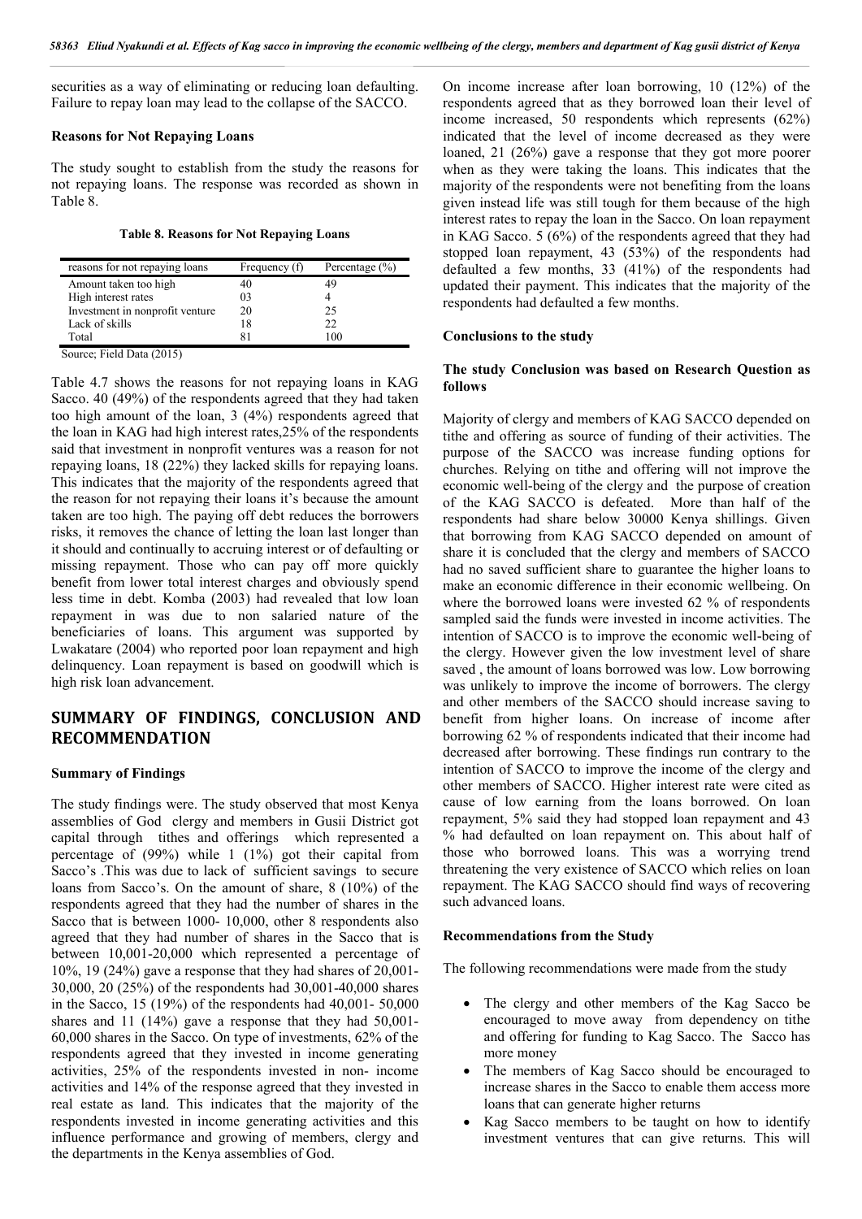securities as a way of eliminating or reducing loan defaulting. Failure to repay loan may lead to the collapse of the SACCO.

**Reasons for Not Repaying Loans**

The study sought to establish from the study the reasons for not repaying loans. The response was recorded as shown in Table 8.

**Table 8. Reasons for Not Repaying Loans**

| reasons for not repaying loans | Frequency (f) | Percentage (%) |
|---|---|---|
| Amount taken too high | 40 | 49 |
| High interest rates | 03 | 4 |
| Investment in nonprofit venture | 20 | 25 |
| Lack of skills | 18 | 22 |
| Total | 81 | 100 |

Source; Field Data (2015)

Table 4.7 shows the reasons for not repaying loans in KAG Sacco. 40 (49%) of the respondents agreed that they had taken too high amount of the loan, 3 (4%) respondents agreed that the loan in KAG had high interest rates,25% of the respondents said that investment in nonprofit ventures was a reason for not repaying loans, 18 (22%) they lacked skills for repaying loans. This indicates that the majority of the respondents agreed that the reason for not repaying their loans it's because the amount taken are too high. The paying off debt reduces the borrowers risks, it removes the chance of letting the loan last longer than it should and continually to accruing interest or of defaulting or missing repayment. Those who can pay off more quickly benefit from lower total interest charges and obviously spend less time in debt. Komba (2003) had revealed that low loan repayment in was due to non salaried nature of the beneficiaries of loans. This argument was supported by Lwakatare (2004) who reported poor loan repayment and high delinquency. Loan repayment is based on goodwill which is high risk loan advancement.

## SUMMARY OF FINDINGS, CONCLUSION AND RECOMMENDATION

### Summary of Findings

The study findings were. The study observed that most Kenya assemblies of God clergy and members in Gusii District got capital through tithes and offerings which represented a percentage of (99%) while 1 (1%) got their capital from Sacco's .This was due to lack of sufficient savings to secure loans from Sacco's. On the amount of share, 8 (10%) of the respondents agreed that they had the number of shares in the Sacco that is between 1000- 10,000, other 8 respondents also agreed that they had number of shares in the Sacco that is between 10,001-20,000 which represented a percentage of 10%, 19 (24%) gave a response that they had shares of 20,001-30,000, 20 (25%) of the respondents had 30,001-40,000 shares in the Sacco, 15 (19%) of the respondents had 40,001- 50,000 shares and 11 (14%) gave a response that they had 50,001-60,000 shares in the Sacco. On type of investments, 62% of the respondents agreed that they invested in income generating activities, 25% of the respondents invested in non- income activities and 14% of the response agreed that they invested in real estate as land. This indicates that the majority of the respondents invested in income generating activities and this influence performance and growing of members, clergy and the departments in the Kenya assemblies of God.

On income increase after loan borrowing, 10 (12%) of the respondents agreed that as they borrowed loan their level of income increased, 50 respondents which represents (62%) indicated that the level of income decreased as they were loaned, 21 (26%) gave a response that they got more poorer when as they were taking the loans. This indicates that the majority of the respondents were not benefiting from the loans given instead life was still tough for them because of the high interest rates to repay the loan in the Sacco. On loan repayment in KAG Sacco. 5 (6%) of the respondents agreed that they had stopped loan repayment, 43 (53%) of the respondents had defaulted a few months, 33 (41%) of the respondents had updated their payment. This indicates that the majority of the respondents had defaulted a few months.

### Conclusions to the study

**The study Conclusion was based on Research Question as follows**

Majority of clergy and members of KAG SACCO depended on tithe and offering as source of funding of their activities. The purpose of the SACCO was increase funding options for churches. Relying on tithe and offering will not improve the economic well-being of the clergy and the purpose of creation of the KAG SACCO is defeated. More than half of the respondents had share below 30000 Kenya shillings. Given that borrowing from KAG SACCO depended on amount of share it is concluded that the clergy and members of SACCO had no saved sufficient share to guarantee the higher loans to make an economic difference in their economic wellbeing. On where the borrowed loans were invested 62 % of respondents sampled said the funds were invested in income activities. The intention of SACCO is to improve the economic well-being of the clergy. However given the low investment level of share saved , the amount of loans borrowed was low. Low borrowing was unlikely to improve the income of borrowers. The clergy and other members of the SACCO should increase saving to benefit from higher loans. On increase of income after borrowing 62 % of respondents indicated that their income had decreased after borrowing. These findings run contrary to the intention of SACCO to improve the income of the clergy and other members of SACCO. Higher interest rate were cited as cause of low earning from the loans borrowed. On loan repayment, 5% said they had stopped loan repayment and 43 % had defaulted on loan repayment on. This about half of those who borrowed loans. This was a worrying trend threatening the very existence of SACCO which relies on loan repayment. The KAG SACCO should find ways of recovering such advanced loans.

### Recommendations from the Study

The following recommendations were made from the study

- The clergy and other members of the Kag Sacco be encouraged to move away from dependency on tithe and offering for funding to Kag Sacco. The Sacco has more money
- The members of Kag Sacco should be encouraged to increase shares in the Sacco to enable them access more loans that can generate higher returns
- Kag Sacco members to be taught on how to identify investment ventures that can give returns. This will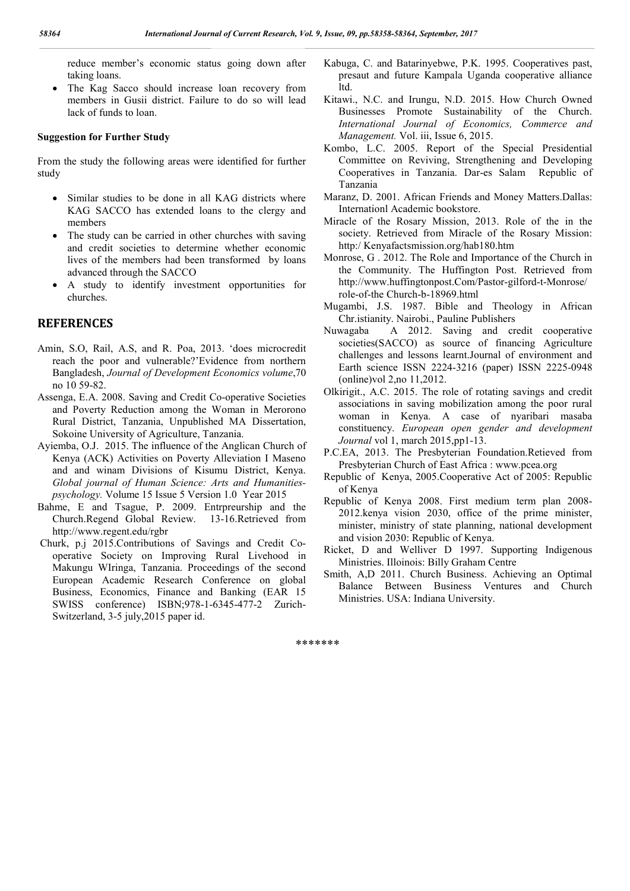reduce member's economic status going down after taking loans.

- The Kag Sacco should increase loan recovery from members in Gusii district. Failure to do so will lead lack of funds to loan.

**Suggestion for Further Study**

From the study the following areas were identified for further study

- Similar studies to be done in all KAG districts where KAG SACCO has extended loans to the clergy and members
- The study can be carried in other churches with saving and credit societies to determine whether economic lives of the members had been transformed by loans advanced through the SACCO
- A study to identify investment opportunities for churches.

## REFERENCES

Amin, S.O, Rail, A.S, and R. Poa, 2013. 'does microcredit reach the poor and vulnerable?'Evidence from northern Bangladesh, *Journal of Development Economics volume*,70 no 10 59-82.

Assenga, E.A. 2008. Saving and Credit Co-operative Societies and Poverty Reduction among the Woman in Merorono Rural District, Tanzania, Unpublished MA Dissertation, Sokoine University of Agriculture, Tanzania.

Ayiemba, O.J. 2015. The influence of the Anglican Church of Kenya (ACK) Activities on Poverty Alleviation I Maseno and and winam Divisions of Kisumu District, Kenya. *Global journal of Human Science: Arts and Humanities-psychology.* Volume 15 Issue 5 Version 1.0 Year 2015

Bahme, E and Tsague, P. 2009. Entrpreurship and the Church.Regend Global Review. 13-16.Retrieved from http://www.regent.edu/rgbr

Churk, p.j 2015.Contributions of Savings and Credit Co-operative Society on Improving Rural Livehood in Makungu WIringa, Tanzania. Proceedings of the second European Academic Research Conference on global Business, Economics, Finance and Banking (EAR 15 SWISS conference) ISBN;978-1-6345-477-2 Zurich-Switzerland, 3-5 july,2015 paper id.

Kabuga, C. and Batarinyebwe, P.K. 1995. Cooperatives past, presaut and future Kampala Uganda cooperative alliance ltd.

Kitawi., N.C. and Irungu, N.D. 2015. How Church Owned Businesses Promote Sustainability of the Church. *International Journal of Economics, Commerce and Management.* Vol. iii, Issue 6, 2015.

Kombo, L.C. 2005. Report of the Special Presidential Committee on Reviving, Strengthening and Developing Cooperatives in Tanzania. Dar-es Salam Republic of Tanzania

Maranz, D. 2001. African Friends and Money Matters.Dallas: Internationl Academic bookstore.

Miracle of the Rosary Mission, 2013. Role of the in the society. Retrieved from Miracle of the Rosary Mission: http:/ Kenyafactsmission.org/hab180.htm

Monrose, G . 2012. The Role and Importance of the Church in the Community. The Huffington Post. Retrieved from http://www.huffingtonpost.Com/Pastor-gilford-t-Monrose/ role-of-the Church-b-18969.html

Mugambi, J.S. 1987. Bible and Theology in African Chr.istianity. Nairobi., Pauline Publishers

Nuwagaba A 2012. Saving and credit cooperative societies(SACCO) as source of financing Agriculture challenges and lessons learnt.Journal of environment and Earth science ISSN 2224-3216 (paper) ISSN 2225-0948 (online)vol 2,no 11,2012.

Olkirigit., A.C. 2015. The role of rotating savings and credit associations in saving mobilization among the poor rural woman in Kenya. A case of nyaribari masaba constituency. *European open gender and development Journal* vol 1, march 2015,pp1-13.

P.C.EA, 2013. The Presbyterian Foundation.Retieved from Presbyterian Church of East Africa : www.pcea.org

Republic of Kenya, 2005.Cooperative Act of 2005: Republic of Kenya

Republic of Kenya 2008. First medium term plan 2008-2012.kenya vision 2030, office of the prime minister, minister, ministry of state planning, national development and vision 2030: Republic of Kenya.

Ricket, D and Welliver D 1997. Supporting Indigenous Ministries. Illoinois: Billy Graham Centre

Smith, A,D 2011. Church Business. Achieving an Optimal Balance Between Business Ventures and Church Ministries. USA: Indiana University.

*******